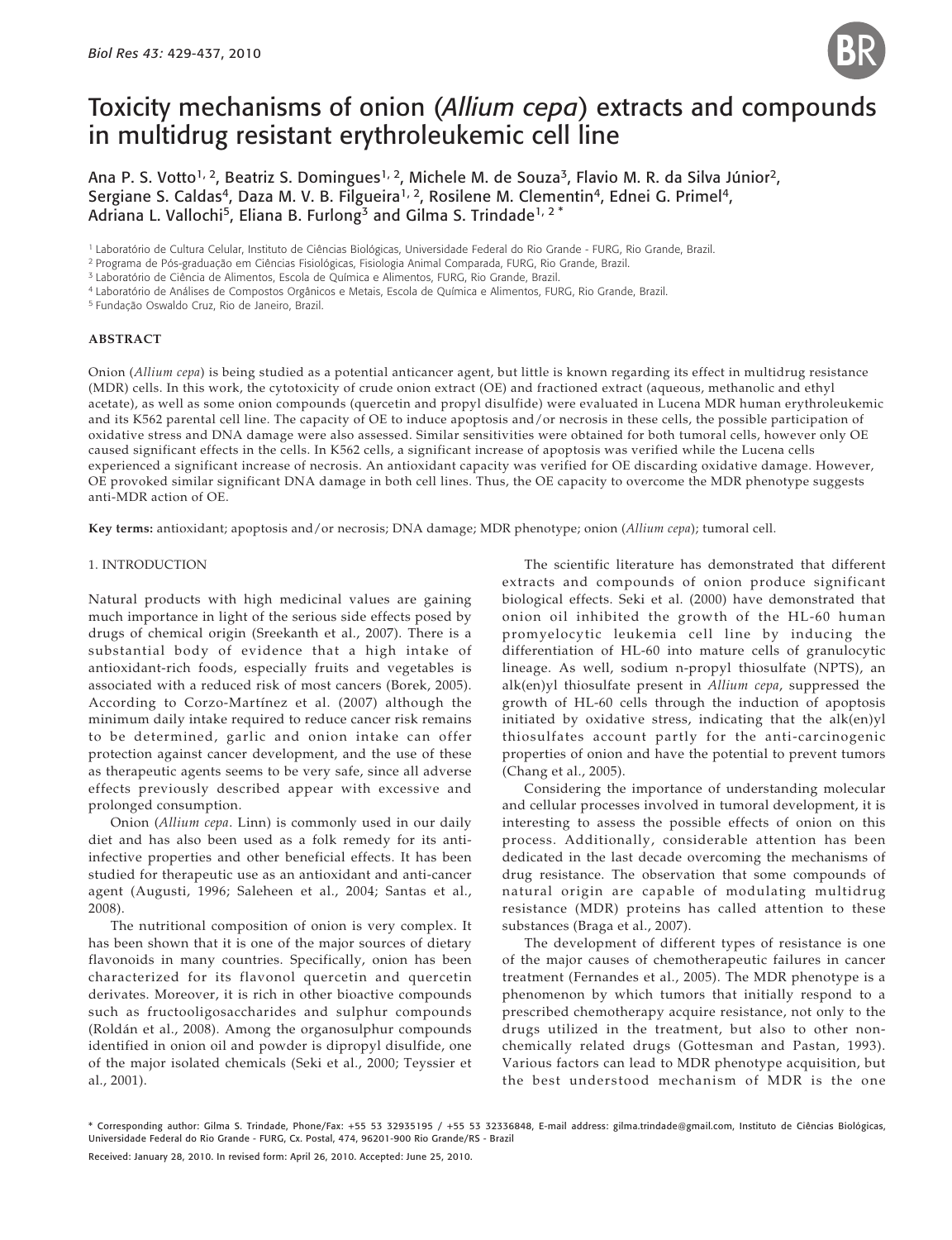# Toxicity mechanisms of onion (*Allium cepa*) extracts and compounds in multidrug resistant erythroleukemic cell line

Ana P. S. Votto[1, 2], Beatriz S. Domingues[1, 2], Michele M. de Souza[3], Flavio M. R. da Silva Júnior[2], Sergiane S. Caldas[4], Daza M. V. B. Filgueira[1, 2], Rosilene M. Clementin[4], Ednei G. Primel[4], Adriana L. Vallochi[5], Eliana B. Furlong[3] and Gilma S. Trindade[1, 2 *]

[1] Laboratório de Cultura Celular, Instituto de Ciências Biológicas, Universidade Federal do Rio Grande - FURG, Rio Grande, Brazil.
[2] Programa de Pós-graduação em Ciências Fisiológicas, Fisiologia Animal Comparada, FURG, Rio Grande, Brazil.
[3] Laboratório de Ciência de Alimentos, Escola de Química e Alimentos, FURG, Rio Grande, Brazil.
[4] Laboratório de Análises de Compostos Orgânicos e Metais, Escola de Química e Alimentos, FURG, Rio Grande, Brazil.
[5] Fundação Oswaldo Cruz, Rio de Janeiro, Brazil.

## ABSTRACT

Onion (*Allium cepa*) is being studied as a potential anticancer agent, but little is known regarding its effect in multidrug resistance (MDR) cells. In this work, the cytotoxicity of crude onion extract (OE) and fractioned extract (aqueous, methanolic and ethyl acetate), as well as some onion compounds (quercetin and propyl disulfide) were evaluated in Lucena MDR human erythroleukemic and its K562 parental cell line. The capacity of OE to induce apoptosis and/or necrosis in these cells, the possible participation of oxidative stress and DNA damage were also assessed. Similar sensitivities were obtained for both tumoral cells, however only OE caused significant effects in the cells. In K562 cells, a significant increase of apoptosis was verified while the Lucena cells experienced a significant increase of necrosis. An antioxidant capacity was verified for OE discarding oxidative damage. However, OE provoked similar significant DNA damage in both cell lines. Thus, the OE capacity to overcome the MDR phenotype suggests anti-MDR action of OE.

**Key terms:** antioxidant; apoptosis and/or necrosis; DNA damage; MDR phenotype; onion (*Allium cepa*); tumoral cell.

## 1. INTRODUCTION

Natural products with high medicinal values are gaining much importance in light of the serious side effects posed by drugs of chemical origin (Sreekanth et al., 2007). There is a substantial body of evidence that a high intake of antioxidant-rich foods, especially fruits and vegetables is associated with a reduced risk of most cancers (Borek, 2005). According to Corzo-Martínez et al. (2007) although the minimum daily intake required to reduce cancer risk remains to be determined, garlic and onion intake can offer protection against cancer development, and the use of these as therapeutic agents seems to be very safe, since all adverse effects previously described appear with excessive and prolonged consumption.

Onion (*Allium cepa*. Linn) is commonly used in our daily diet and has also been used as a folk remedy for its anti-infective properties and other beneficial effects. It has been studied for therapeutic use as an antioxidant and anti-cancer agent (Augusti, 1996; Saleheen et al., 2004; Santas et al., 2008).

The nutritional composition of onion is very complex. It has been shown that it is one of the major sources of dietary flavonoids in many countries. Specifically, onion has been characterized for its flavonol quercetin and quercetin derivates. Moreover, it is rich in other bioactive compounds such as fructooligosaccharides and sulphur compounds (Roldán et al., 2008). Among the organosulphur compounds identified in onion oil and powder is dipropyl disulfide, one of the major isolated chemicals (Seki et al., 2000; Teyssier et al., 2001).

The scientific literature has demonstrated that different extracts and compounds of onion produce significant biological effects. Seki et al. (2000) have demonstrated that onion oil inhibited the growth of the HL-60 human promyelocytic leukemia cell line by inducing the differentiation of HL-60 into mature cells of granulocytic lineage. As well, sodium n-propyl thiosulfate (NPTS), an alk(en)yl thiosulfate present in *Allium cepa*, suppressed the growth of HL-60 cells through the induction of apoptosis initiated by oxidative stress, indicating that the alk(en)yl thiosulfates account partly for the anti-carcinogenic properties of onion and have the potential to prevent tumors (Chang et al., 2005).

Considering the importance of understanding molecular and cellular processes involved in tumoral development, it is interesting to assess the possible effects of onion on this process. Additionally, considerable attention has been dedicated in the last decade overcoming the mechanisms of drug resistance. The observation that some compounds of natural origin are capable of modulating multidrug resistance (MDR) proteins has called attention to these substances (Braga et al., 2007).

The development of different types of resistance is one of the major causes of chemotherapeutic failures in cancer treatment (Fernandes et al., 2005). The MDR phenotype is a phenomenon by which tumors that initially respond to a prescribed chemotherapy acquire resistance, not only to the drugs utilized in the treatment, but also to other non-chemically related drugs (Gottesman and Pastan, 1993). Various factors can lead to MDR phenotype acquisition, but the best understood mechanism of MDR is the one

\* Corresponding author: Gilma S. Trindade, Phone/Fax: +55 53 32935195 / +55 53 32336848, E-mail address: gilma.trindade@gmail.com, Instituto de Ciências Biológicas, Universidade Federal do Rio Grande - FURG, Cx. Postal, 474, 96201-900 Rio Grande/RS - Brazil

Received: January 28, 2010. In revised form: April 26, 2010. Accepted: June 25, 2010.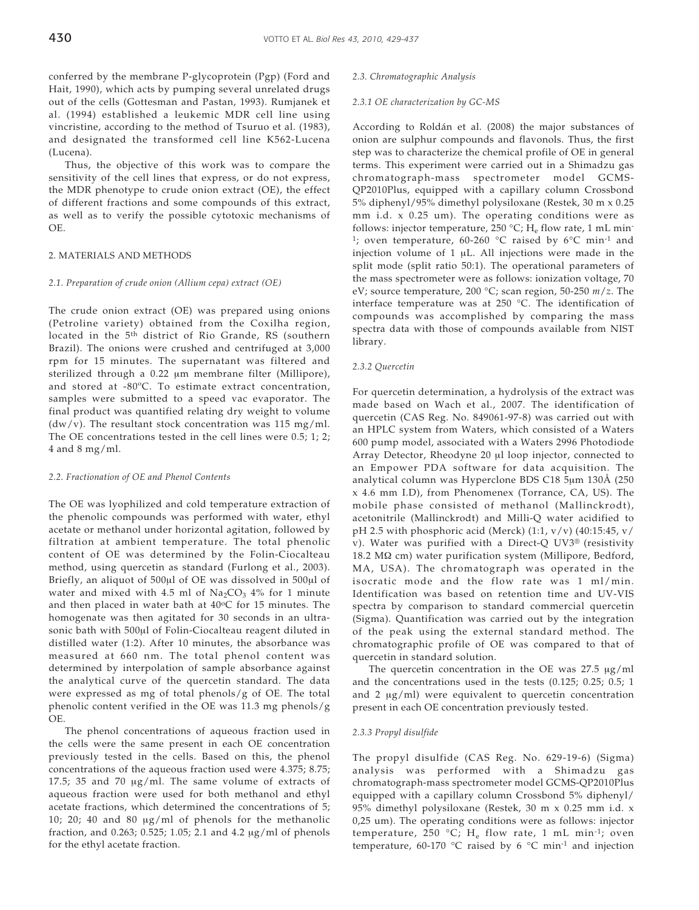conferred by the membrane P-glycoprotein (Pgp) (Ford and Hait, 1990), which acts by pumping several unrelated drugs out of the cells (Gottesman and Pastan, 1993). Rumjanek et al. (1994) established a leukemic MDR cell line using vincristine, according to the method of Tsuruo et al. (1983), and designated the transformed cell line K562-Lucena (Lucena).

Thus, the objective of this work was to compare the sensitivity of the cell lines that express, or do not express, the MDR phenotype to crude onion extract (OE), the effect of different fractions and some compounds of this extract, as well as to verify the possible cytotoxic mechanisms of OE.

## 2. MATERIALS AND METHODS

### *2.1. Preparation of crude onion (Allium cepa) extract (OE)*

The crude onion extract (OE) was prepared using onions (Petroline variety) obtained from the Coxilha region, located in the 5th district of Rio Grande, RS (southern Brazil). The onions were crushed and centrifuged at 3,000 rpm for 15 minutes. The supernatant was filtered and sterilized through a 0.22 µm membrane filter (Millipore), and stored at -80ºC. To estimate extract concentration, samples were submitted to a speed vac evaporator. The final product was quantified relating dry weight to volume (dw/v). The resultant stock concentration was 115 mg/ml. The OE concentrations tested in the cell lines were 0.5; 1; 2; 4 and 8 mg/ml.

### *2.2. Fractionation of OE and Phenol Contents*

The OE was lyophilized and cold temperature extraction of the phenolic compounds was performed with water, ethyl acetate or methanol under horizontal agitation, followed by filtration at ambient temperature. The total phenolic content of OE was determined by the Folin-Ciocalteau method, using quercetin as standard (Furlong et al., 2003). Briefly, an aliquot of 500µl of OE was dissolved in 500µl of water and mixed with 4.5 ml of $Na_2CO_3$ 4% for 1 minute and then placed in water bath at 40ºC for 15 minutes. The homogenate was then agitated for 30 seconds in an ultrasonic bath with 500µl of Folin-Ciocalteau reagent diluted in distilled water (1:2). After 10 minutes, the absorbance was measured at 660 nm. The total phenol content was determined by interpolation of sample absorbance against the analytical curve of the quercetin standard. The data were expressed as mg of total phenols/g of OE. The total phenolic content verified in the OE was 11.3 mg phenols/g OE.

The phenol concentrations of aqueous fraction used in the cells were the same present in each OE concentration previously tested in the cells. Based on this, the phenol concentrations of the aqueous fraction used were 4.375; 8.75; 17.5; 35 and 70 µg/ml. The same volume of extracts of aqueous fraction were used for both methanol and ethyl acetate fractions, which determined the concentrations of 5; 10; 20; 40 and 80 µg/ml of phenols for the methanolic fraction, and 0.263; 0.525; 1.05; 2.1 and 4.2 µg/ml of phenols for the ethyl acetate fraction.

### *2.3. Chromatographic Analysis*

#### *2.3.1 OE characterization by GC-MS*

According to Roldán et al. (2008) the major substances of onion are sulphur compounds and flavonols. Thus, the first step was to characterize the chemical profile of OE in general terms. This experiment were carried out in a Shimadzu gas chromatograph-mass spectrometer model GCMS-QP2010Plus, equipped with a capillary column Crossbond 5% diphenyl/95% dimethyl polysiloxane (Restek, 30 m x 0.25 mm i.d. x 0.25 um). The operating conditions were as follows: injector temperature, 250 °C; $H_e$ flow rate, 1 mL min$^{-1}$; oven temperature, 60-260 °C raised by 6°C min$^{-1}$ and injection volume of 1 µL. All injections were made in the split mode (split ratio 50:1). The operational parameters of the mass spectrometer were as follows: ionization voltage, 70 eV; source temperature, 200 °C; scan region, 50-250 *m/z*. The interface temperature was at 250 °C. The identification of compounds was accomplished by comparing the mass spectra data with those of compounds available from NIST library.

#### *2.3.2 Quercetin*

For quercetin determination, a hydrolysis of the extract was made based on Wach et al., 2007. The identification of quercetin (CAS Reg. No. 849061-97-8) was carried out with an HPLC system from Waters, which consisted of a Waters 600 pump model, associated with a Waters 2996 Photodiode Array Detector, Rheodyne 20 µl loop injector, connected to an Empower PDA software for data acquisition. The analytical column was Hyperclone BDS C18 5µm 130Å (250 x 4.6 mm I.D), from Phenomenex (Torrance, CA, US). The mobile phase consisted of methanol (Mallinckrodt), acetonitrile (Mallinckrodt) and Milli-Q water acidified to pH 2.5 with phosphoric acid (Merck) (1:1, v/v) (40:15:45, v/v). Water was purified with a Direct-Q UV3® (resistivity 18.2 MΩ cm) water purification system (Millipore, Bedford, MA, USA). The chromatograph was operated in the isocratic mode and the flow rate was 1 ml/min. Identification was based on retention time and UV-VIS spectra by comparison to standard commercial quercetin (Sigma). Quantification was carried out by the integration of the peak using the external standard method. The chromatographic profile of OE was compared to that of quercetin in standard solution.

The quercetin concentration in the OE was 27.5 µg/ml and the concentrations used in the tests (0.125; 0.25; 0.5; 1 and 2 µg/ml) were equivalent to quercetin concentration present in each OE concentration previously tested.

#### *2.3.3 Propyl disulfide*

The propyl disulfide (CAS Reg. No. 629-19-6) (Sigma) analysis was performed with a Shimadzu gas chromatograph-mass spectrometer model GCMS-QP2010Plus equipped with a capillary column Crossbond 5% diphenyl/95% dimethyl polysiloxane (Restek, 30 m x 0.25 mm i.d. x 0,25 um). The operating conditions were as follows: injector temperature, 250 °C; $H_e$ flow rate, 1 mL min$^{-1}$; oven temperature, 60-170 °C raised by 6 °C min$^{-1}$ and injection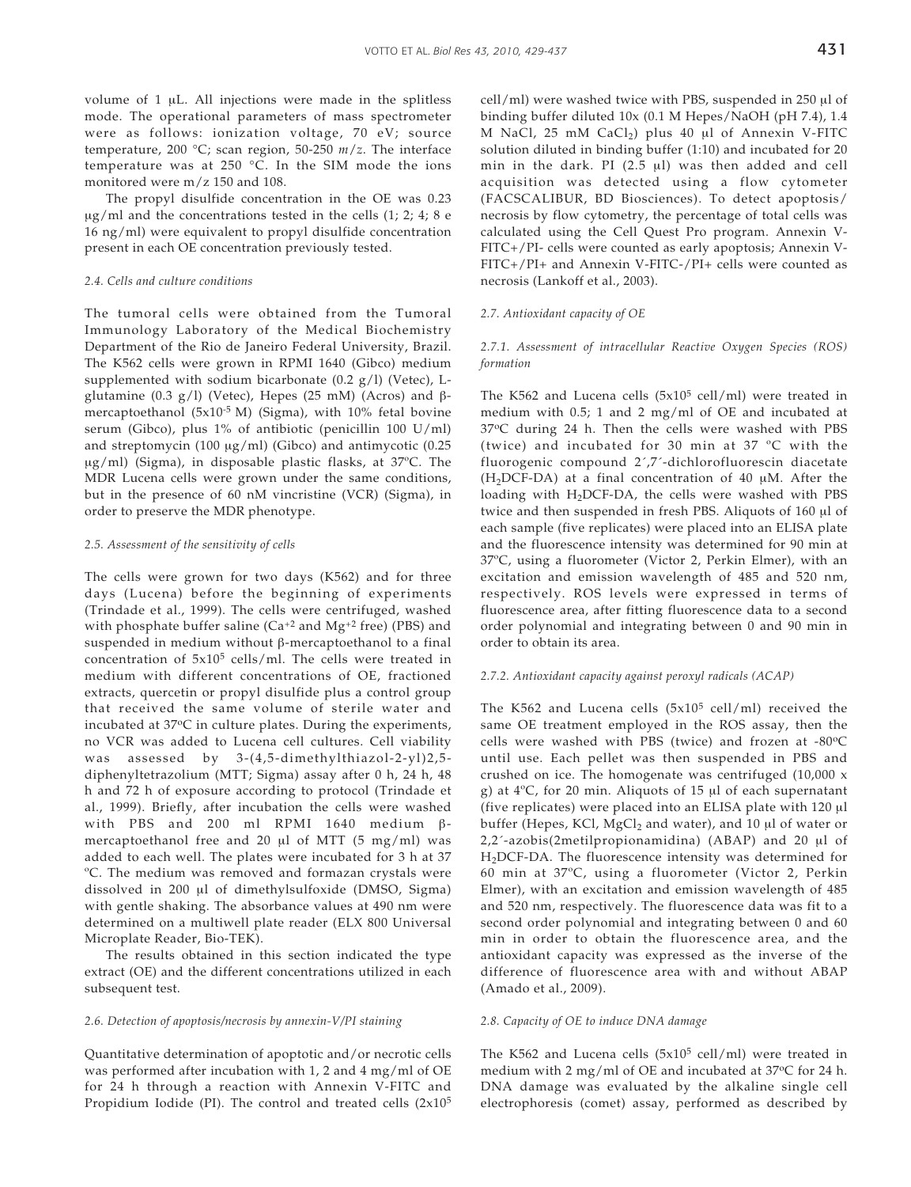volume of 1 μL. All injections were made in the splitless mode. The operational parameters of mass spectrometer were as follows: ionization voltage, 70 eV; source temperature, 200 °C; scan region, 50-250 *m/z*. The interface temperature was at 250 °C. In the SIM mode the ions monitored were m/z 150 and 108.

The propyl disulfide concentration in the OE was 0.23 μg/ml and the concentrations tested in the cells (1; 2; 4; 8 e 16 ng/ml) were equivalent to propyl disulfide concentration present in each OE concentration previously tested.

#### *2.4. Cells and culture conditions*

The tumoral cells were obtained from the Tumoral Immunology Laboratory of the Medical Biochemistry Department of the Rio de Janeiro Federal University, Brazil. The K562 cells were grown in RPMI 1640 (Gibco) medium supplemented with sodium bicarbonate (0.2 g/l) (Vetec), L-glutamine (0.3 g/l) (Vetec), Hepes (25 mM) (Acros) and β-mercaptoethanol ($5x10^{-5}$ M) (Sigma), with 10% fetal bovine serum (Gibco), plus 1% of antibiotic (penicillin 100 U/ml) and streptomycin (100 μg/ml) (Gibco) and antimycotic (0.25 μg/ml) (Sigma), in disposable plastic flasks, at 37ºC. The MDR Lucena cells were grown under the same conditions, but in the presence of 60 nM vincristine (VCR) (Sigma), in order to preserve the MDR phenotype.

#### *2.5. Assessment of the sensitivity of cells*

The cells were grown for two days (K562) and for three days (Lucena) before the beginning of experiments (Trindade et al., 1999). The cells were centrifuged, washed with phosphate buffer saline ($Ca^{+2}$ and $Mg^{+2}$ free) (PBS) and suspended in medium without β-mercaptoethanol to a final concentration of $5x10^5$ cells/ml. The cells were treated in medium with different concentrations of OE, fractioned extracts, quercetin or propyl disulfide plus a control group that received the same volume of sterile water and incubated at 37ºC in culture plates. During the experiments, no VCR was added to Lucena cell cultures. Cell viability was assessed by 3-(4,5-dimethylthiazol-2-yl)2,5-diphenyltetrazolium (MTT; Sigma) assay after 0 h, 24 h, 48 h and 72 h of exposure according to protocol (Trindade et al., 1999). Briefly, after incubation the cells were washed with PBS and 200 ml RPMI 1640 medium β-mercaptoethanol free and 20 μl of MTT (5 mg/ml) was added to each well. The plates were incubated for 3 h at 37 ºC. The medium was removed and formazan crystals were dissolved in 200 μl of dimethylsulfoxide (DMSO, Sigma) with gentle shaking. The absorbance values at 490 nm were determined on a multiwell plate reader (ELX 800 Universal Microplate Reader, Bio-TEK).

The results obtained in this section indicated the type extract (OE) and the different concentrations utilized in each subsequent test.

#### *2.6. Detection of apoptosis/necrosis by annexin-V/PI staining*

Quantitative determination of apoptotic and/or necrotic cells was performed after incubation with 1, 2 and 4 mg/ml of OE for 24 h through a reaction with Annexin V-FITC and Propidium Iodide (PI). The control and treated cells ($2x10^5$ cell/ml) were washed twice with PBS, suspended in 250 μl of binding buffer diluted 10x (0.1 M Hepes/NaOH (pH 7.4), 1.4 M NaCl, 25 mM $CaCl_2$) plus 40 μl of Annexin V-FITC solution diluted in binding buffer (1:10) and incubated for 20 min in the dark. PI (2.5 μl) was then added and cell acquisition was detected using a flow cytometer (FACSCALIBUR, BD Biosciences). To detect apoptosis/necrosis by flow cytometry, the percentage of total cells was calculated using the Cell Quest Pro program. Annexin V-FITC+/PI- cells were counted as early apoptosis; Annexin V-FITC+/PI+ and Annexin V-FITC-/PI+ cells were counted as necrosis (Lankoff et al., 2003).

#### *2.7. Antioxidant capacity of OE*

##### *2.7.1. Assessment of intracellular Reactive Oxygen Species (ROS) formation*

The K562 and Lucena cells ($5x10^5$ cell/ml) were treated in medium with 0.5; 1 and 2 mg/ml of OE and incubated at 37ºC during 24 h. Then the cells were washed with PBS (twice) and incubated for 30 min at 37 ºC with the fluorogenic compound 2´,7´-dichlorofluorescin diacetate ($H_2$DCF-DA) at a final concentration of 40 μM. After the loading with $H_2$DCF-DA, the cells were washed with PBS twice and then suspended in fresh PBS. Aliquots of 160 μl of each sample (five replicates) were placed into an ELISA plate and the fluorescence intensity was determined for 90 min at 37ºC, using a fluorometer (Victor 2, Perkin Elmer), with an excitation and emission wavelength of 485 and 520 nm, respectively. ROS levels were expressed in terms of fluorescence area, after fitting fluorescence data to a second order polynomial and integrating between 0 and 90 min in order to obtain its area.

##### *2.7.2. Antioxidant capacity against peroxyl radicals (ACAP)*

The K562 and Lucena cells ($5x10^5$ cell/ml) received the same OE treatment employed in the ROS assay, then the cells were washed with PBS (twice) and frozen at -80ºC until use. Each pellet was then suspended in PBS and crushed on ice. The homogenate was centrifuged (10,000 x g) at 4ºC, for 20 min. Aliquots of 15 μl of each supernatant (five replicates) were placed into an ELISA plate with 120 μl buffer (Hepes, KCl, $MgCl_2$ and water), and 10 μl of water or 2,2´-azobis(2metilpropionamidina) (ABAP) and 20 μl of $H_2$DCF-DA. The fluorescence intensity was determined for 60 min at 37ºC, using a fluorometer (Victor 2, Perkin Elmer), with an excitation and emission wavelength of 485 and 520 nm, respectively. The fluorescence data was fit to a second order polynomial and integrating between 0 and 60 min in order to obtain the fluorescence area, and the antioxidant capacity was expressed as the inverse of the difference of fluorescence area with and without ABAP (Amado et al., 2009).

#### *2.8. Capacity of OE to induce DNA damage*

The K562 and Lucena cells ($5x10^5$ cell/ml) were treated in medium with 2 mg/ml of OE and incubated at 37ºC for 24 h. DNA damage was evaluated by the alkaline single cell electrophoresis (comet) assay, performed as described by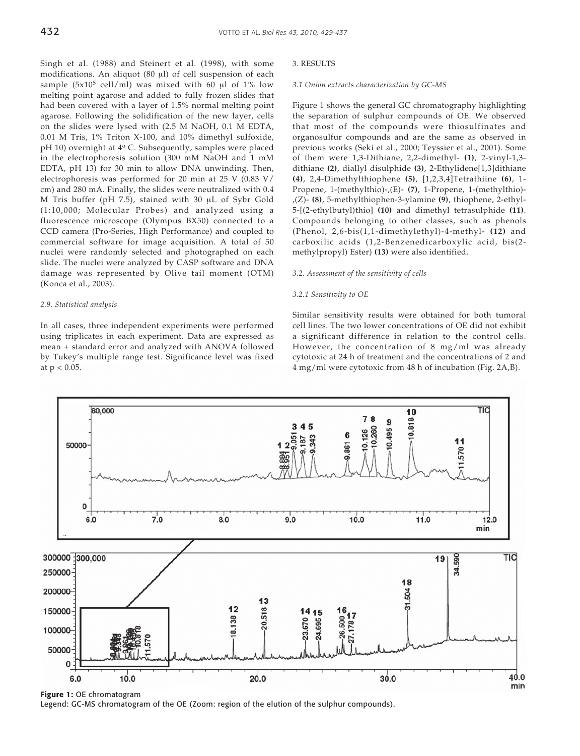Singh et al. (1988) and Steinert et al. (1998), with some modifications. An aliquot (80 μl) of cell suspension of each sample ($5x10^5$ cell/ml) was mixed with 60 μl of 1% low melting point agarose and added to fully frozen slides that had been covered with a layer of 1.5% normal melting point agarose. Following the solidification of the new layer, cells on the slides were lysed with (2.5 M NaOH, 0.1 M EDTA, 0.01 M Tris, 1% Triton X-100, and 10% dimethyl sulfoxide, pH 10) overnight at 4º C. Subsequently, samples were placed in the electrophoresis solution (300 mM NaOH and 1 mM EDTA, pH 13) for 30 min to allow DNA unwinding. Then, electrophoresis was performed for 20 min at 25 V (0.83 V/cm) and 280 mA. Finally, the slides were neutralized with 0.4 M Tris buffer (pH 7.5), stained with 30 μL of Sybr Gold (1:10,000; Molecular Probes) and analyzed using a fluorescence microscope (Olympus BX50) connected to a CCD camera (Pro-Series, High Performance) and coupled to commercial software for image acquisition. A total of 50 nuclei were randomly selected and photographed on each slide. The nuclei were analyzed by CASP software and DNA damage was represented by Olive tail moment (OTM) (Konca et al., 2003).

*2.9. Statistical analysis*

In all cases, three independent experiments were performed using triplicates in each experiment. Data are expressed as mean ± standard error and analyzed with ANOVA followed by Tukey's multiple range test. Significance level was fixed at $p < 0.05$.

## 3. RESULTS

*3.1 Onion extracts characterization by GC-MS*

Figure 1 shows the general GC chromatography highlighting the separation of sulphur compounds of OE. We observed that most of the compounds were thiosulfinates and organosulfur compounds and are the same as observed in previous works (Seki et al., 2000; Teyssier et al., 2001). Some of them were 1,3-Dithiane, 2,2-dimethyl- **(1)**, 2-vinyl-1,3-dithiane **(2)**, diallyl disulphide **(3)**, 2-Ethylidene[1,3]dithiane **(4)**, 2,4-Dimethylthiophene **(5)**, [1,2,3,4]Tetrathiine **(6)**, 1-Propene, 1-(methylthio)-,(E)- **(7)**, 1-Propene, 1-(methylthio)-,(Z)- **(8)**, 5-methylthiophen-3-ylamine **(9)**, thiophene, 2-ethyl-5-[(2-ethylbutyl)thio] **(10)** and dimethyl tetrasulphide **(11)**. Compounds belonging to other classes, such as phenols (Phenol, 2,6-bis(1,1-dimethylethyl)-4-methyl- **(12)** and carboxilic acids (1,2-Benzenedicarboxylic acid, bis(2-methylpropyl) Ester) **(13)** were also identified.

*3.2. Assessment of the sensitivity of cells*

*3.2.1 Sensitivity to OE*

Similar sensitivity results were obtained for both tumoral cell lines. The two lower concentrations of OE did not exhibit a significant difference in relation to the control cells. However, the concentration of 8 mg/ml was already cytotoxic at 24 h of treatment and the concentrations of 2 and 4 mg/ml were cytotoxic from 48 h of incubation (Fig. 2A,B).

**Figure 1:** OE chromatogram
Legend: GC-MS chromatogram of the OE (Zoom: region of the elution of the sulphur compounds).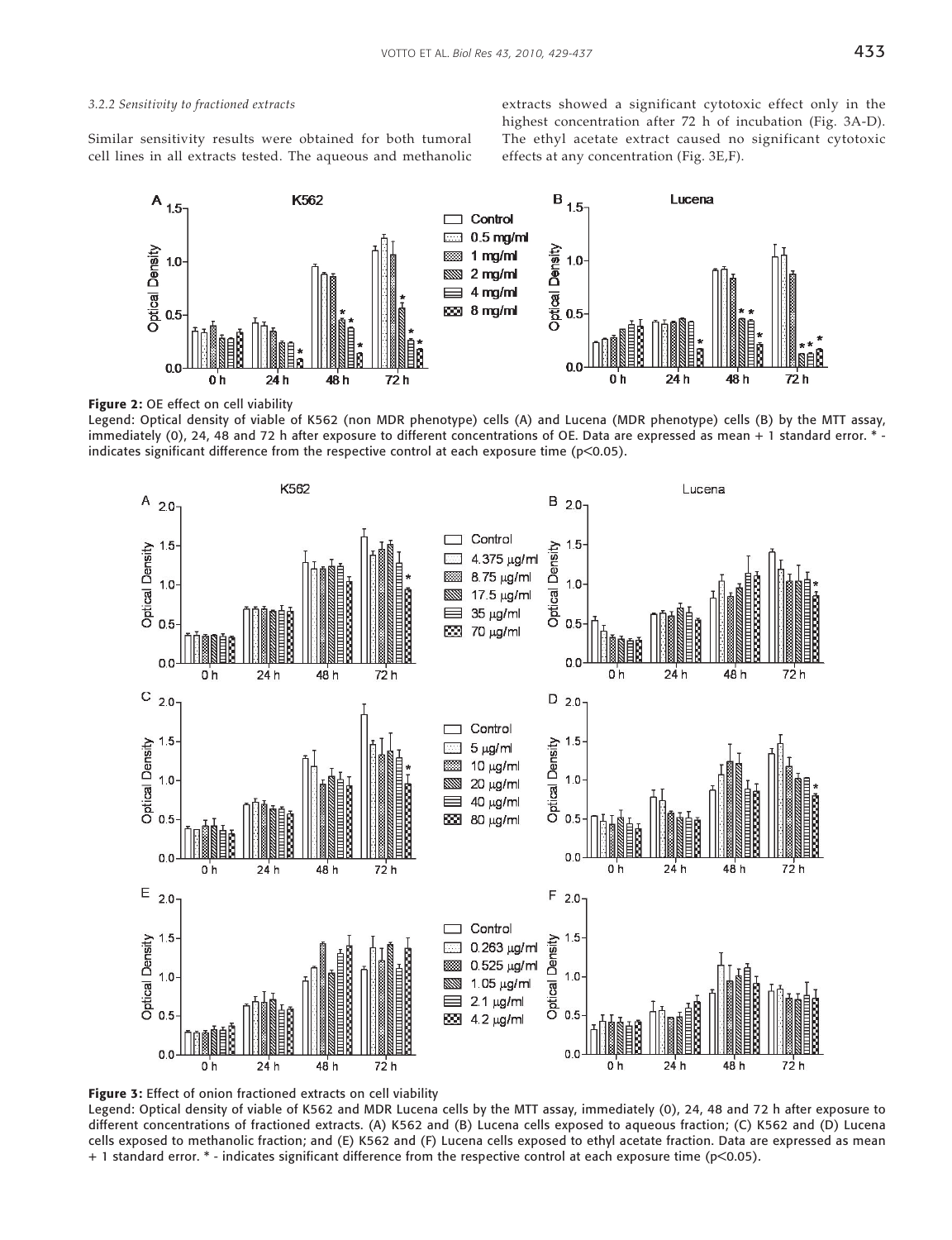*3.2.2 Sensitivity to fractioned extracts*

Similar sensitivity results were obtained for both tumoral cell lines in all extracts tested. The aqueous and methanolic extracts showed a significant cytotoxic effect only in the highest concentration after 72 h of incubation (Fig. 3A-D). The ethyl acetate extract caused no significant cytotoxic effects at any concentration (Fig. 3E,F).

**Figure 2:** OE effect on cell viability

Legend: Optical density of viable of K562 (non MDR phenotype) cells (A) and Lucena (MDR phenotype) cells (B) by the MTT assay, immediately (0), 24, 48 and 72 h after exposure to different concentrations of OE. Data are expressed as mean + 1 standard error. * - indicates significant difference from the respective control at each exposure time ($p<0.05$).

**Figure 3:** Effect of onion fractioned extracts on cell viability

Legend: Optical density of viable of K562 and MDR Lucena cells by the MTT assay, immediately (0), 24, 48 and 72 h after exposure to different concentrations of fractioned extracts. (A) K562 and (B) Lucena cells exposed to aqueous fraction; (C) K562 and (D) Lucena cells exposed to methanolic fraction; and (E) K562 and (F) Lucena cells exposed to ethyl acetate fraction. Data are expressed as mean + 1 standard error. * - indicates significant difference from the respective control at each exposure time ($p<0.05$).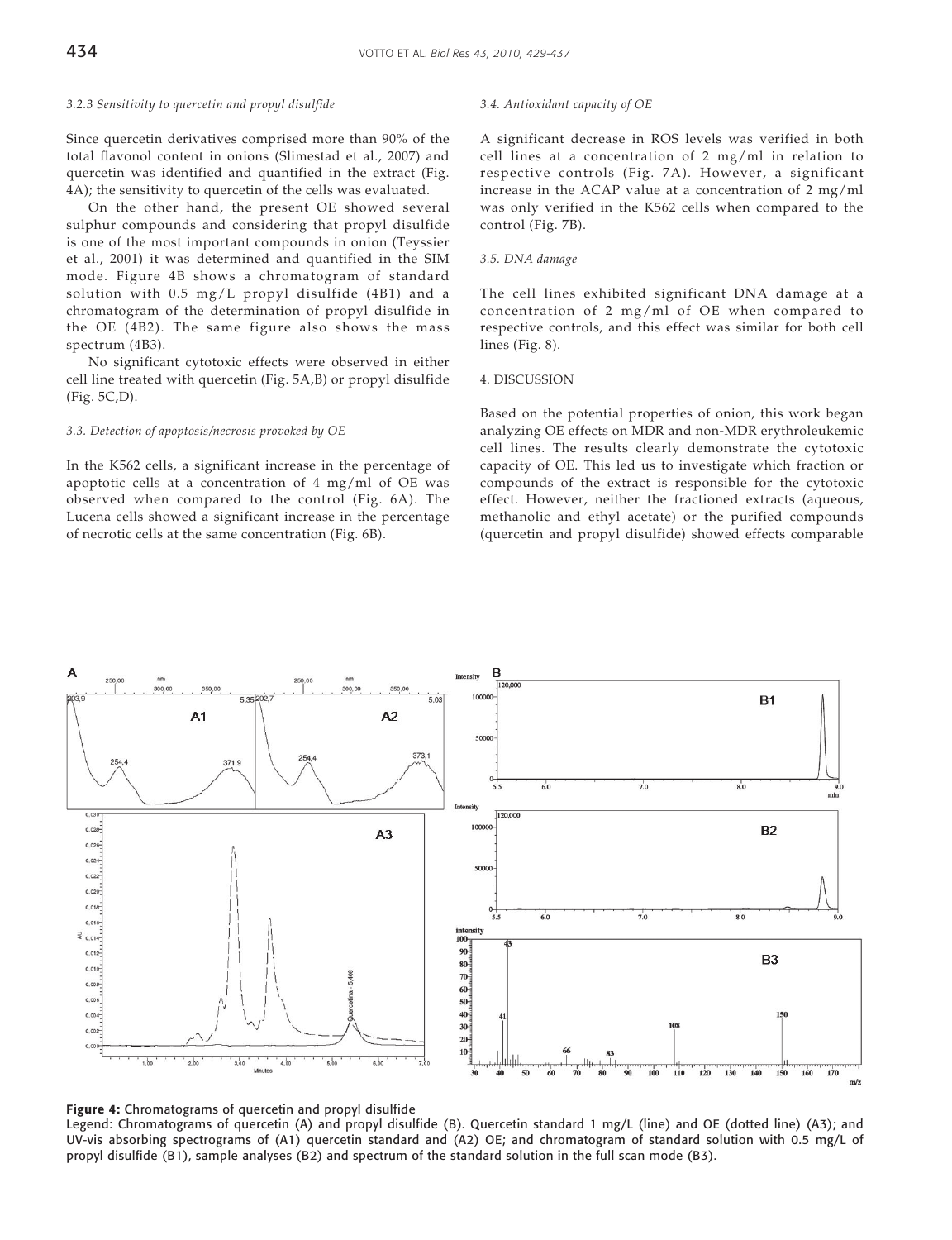*3.2.3 Sensitivity to quercetin and propyl disulfide*

Since quercetin derivatives comprised more than 90% of the total flavonol content in onions (Slimestad et al., 2007) and quercetin was identified and quantified in the extract (Fig. 4A); the sensitivity to quercetin of the cells was evaluated.

On the other hand, the present OE showed several sulphur compounds and considering that propyl disulfide is one of the most important compounds in onion (Teyssier et al., 2001) it was determined and quantified in the SIM mode. Figure 4B shows a chromatogram of standard solution with 0.5 mg/L propyl disulfide (4B1) and a chromatogram of the determination of propyl disulfide in the OE (4B2). The same figure also shows the mass spectrum (4B3).

No significant cytotoxic effects were observed in either cell line treated with quercetin (Fig. 5A,B) or propyl disulfide (Fig. 5C,D).

*3.3. Detection of apoptosis/necrosis provoked by OE*

In the K562 cells, a significant increase in the percentage of apoptotic cells at a concentration of 4 mg/ml of OE was observed when compared to the control (Fig. 6A). The Lucena cells showed a significant increase in the percentage of necrotic cells at the same concentration (Fig. 6B).

*3.4. Antioxidant capacity of OE*

A significant decrease in ROS levels was verified in both cell lines at a concentration of 2 mg/ml in relation to respective controls (Fig. 7A). However, a significant increase in the ACAP value at a concentration of 2 mg/ml was only verified in the K562 cells when compared to the control (Fig. 7B).

*3.5. DNA damage*

The cell lines exhibited significant DNA damage at a concentration of 2 mg/ml of OE when compared to respective controls, and this effect was similar for both cell lines (Fig. 8).

4. DISCUSSION

Based on the potential properties of onion, this work began analyzing OE effects on MDR and non-MDR erythroleukemic cell lines. The results clearly demonstrate the cytotoxic capacity of OE. This led us to investigate which fraction or compounds of the extract is responsible for the cytotoxic effect. However, neither the fractioned extracts (aqueous, methanolic and ethyl acetate) or the purified compounds (quercetin and propyl disulfide) showed effects comparable

**Figure 4:** Chromatograms of quercetin and propyl disulfide

Legend: Chromatograms of quercetin (A) and propyl disulfide (B). Quercetin standard 1 mg/L (line) and OE (dotted line) (A3); and UV-vis absorbing spectrograms of (A1) quercetin standard and (A2) OE; and chromatogram of standard solution with 0.5 mg/L of propyl disulfide (B1), sample analyses (B2) and spectrum of the standard solution in the full scan mode (B3).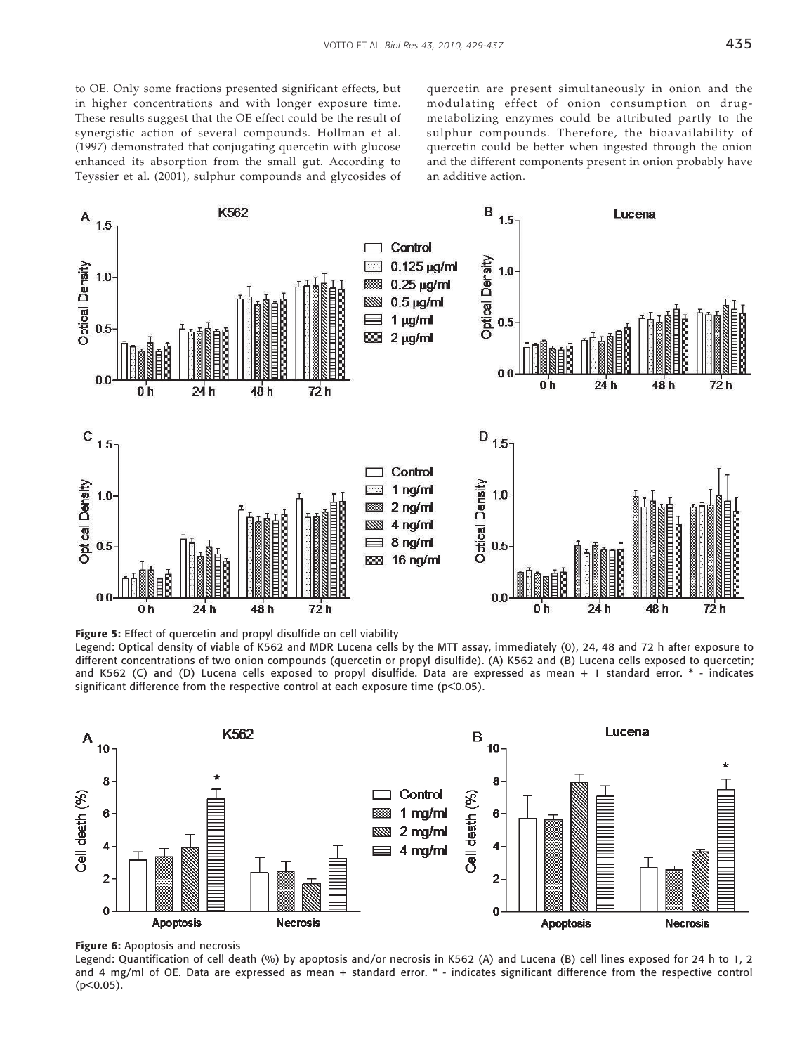to OE. Only some fractions presented significant effects, but in higher concentrations and with longer exposure time. These results suggest that the OE effect could be the result of synergistic action of several compounds. Hollman et al. (1997) demonstrated that conjugating quercetin with glucose enhanced its absorption from the small gut. According to Teyssier et al. (2001), sulphur compounds and glycosides of quercetin are present simultaneously in onion and the modulating effect of onion consumption on drug-metabolizing enzymes could be attributed partly to the sulphur compounds. Therefore, the bioavailability of quercetin could be better when ingested through the onion and the different components present in onion probably have an additive action.

**Figure 5:** Effect of quercetin and propyl disulfide on cell viability

Legend: Optical density of viable of K562 and MDR Lucena cells by the MTT assay, immediately (0), 24, 48 and 72 h after exposure to different concentrations of two onion compounds (quercetin or propyl disulfide). (A) K562 and (B) Lucena cells exposed to quercetin; and K562 (C) and (D) Lucena cells exposed to propyl disulfide. Data are expressed as mean + 1 standard error. * - indicates significant difference from the respective control at each exposure time ($p<0.05$).

**Figure 6:** Apoptosis and necrosis

Legend: Quantification of cell death (%) by apoptosis and/or necrosis in K562 (A) and Lucena (B) cell lines exposed for 24 h to 1, 2 and 4 mg/ml of OE. Data are expressed as mean + standard error. * - indicates significant difference from the respective control ($p<0.05$).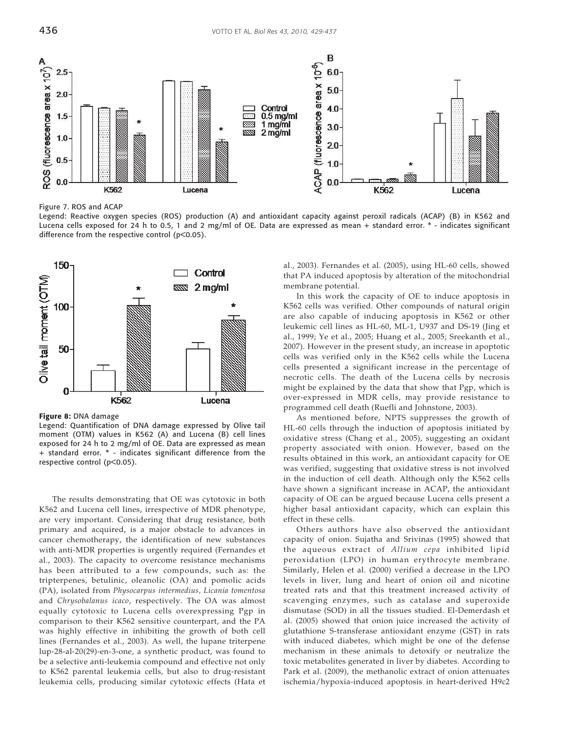Figure 7. ROS and ACAP

Legend: Reactive oxygen species (ROS) production (A) and antioxidant capacity against peroxil radicals (ACAP) (B) in K562 and Lucena cells exposed for 24 h to 0.5, 1 and 2 mg/ml of OE. Data are expressed as mean + standard error. * - indicates significant difference from the respective control ($p<0.05$).

**Figure 8:** DNA damage

Legend: Quantification of DNA damage expressed by Olive tail moment (OTM) values in K562 (A) and Lucena (B) cell lines exposed for 24 h to 2 mg/ml of OE. Data are expressed as mean + standard error. * - indicates significant difference from the respective control ($p<0.05$).

The results demonstrating that OE was cytotoxic in both K562 and Lucena cell lines, irrespective of MDR phenotype, are very important. Considering that drug resistance, both primary and acquired, is a major obstacle to advances in cancer chemotherapy, the identification of new substances with anti-MDR properties is urgently required (Fernandes et al., 2003). The capacity to overcome resistance mechanisms has been attributed to a few compounds, such as: the tripterpenes, betulinic, oleanolic (OA) and pomolic acids (PA), isolated from *Physocarpus intermedius, Licania tomentosa* and *Chrysobalanus icaco*, respectively. The OA was almost equally cytotoxic to Lucena cells overexpressing Pgp in comparison to their K562 sensitive counterpart, and the PA was highly effective in inhibiting the growth of both cell lines (Fernandes et al., 2003). As well, the lupane triterpene lup-28-al-20(29)-en-3-one, a synthetic product, was found to be a selective anti-leukemia compound and effective not only to K562 parental leukemia cells, but also to drug-resistant leukemia cells, producing similar cytotoxic effects (Hata et al., 2003). Fernandes et al. (2005), using HL-60 cells, showed that PA induced apoptosis by alteration of the mitochondrial membrane potential.

In this work the capacity of OE to induce apoptosis in K562 cells was verified. Other compounds of natural origin are also capable of inducing apoptosis in K562 or other leukemic cell lines as HL-60, ML-1, U937 and DS-19 (Jing et al., 1999; Ye et al., 2005; Huang et al., 2005; Sreekanth et al., 2007). However in the present study, an increase in apoptotic cells was verified only in the K562 cells while the Lucena cells presented a significant increase in the percentage of necrotic cells. The death of the Lucena cells by necrosis might be explained by the data that show that Pgp, which is over-expressed in MDR cells, may provide resistance to programmed cell death (Ruefli and Johnstone, 2003).

As mentioned before, NPTS suppresses the growth of HL-60 cells through the induction of apoptosis initiated by oxidative stress (Chang et al., 2005), suggesting an oxidant property associated with onion. However, based on the results obtained in this work, an antioxidant capacity for OE was verified, suggesting that oxidative stress is not involved in the induction of cell death. Although only the K562 cells have shown a significant increase in ACAP, the antioxidant capacity of OE can be argued because Lucena cells present a higher basal antioxidant capacity, which can explain this effect in these cells.

Others authors have also observed the antioxidant capacity of onion. Sujatha and Srivinas (1995) showed that the aqueous extract of *Allium cepa* inhibited lipid peroxidation (LPO) in human erythrocyte membrane. Similarly, Helen et al. (2000) verified a decrease in the LPO levels in liver, lung and heart of onion oil and nicotine treated rats and that this treatment increased activity of scavenging enzymes, such as catalase and superoxide dismutase (SOD) in all the tissues studied. El-Demerdash et al. (2005) showed that onion juice increased the activity of glutathione S-transferase antioxidant enzyme (GST) in rats with induced diabetes, which might be one of the defense mechanism in these animals to detoxify or neutralize the toxic metabolites generated in liver by diabetes. According to Park et al. (2009), the methanolic extract of onion attenuates ischemia/hypoxia-induced apoptosis in heart-derived H9c2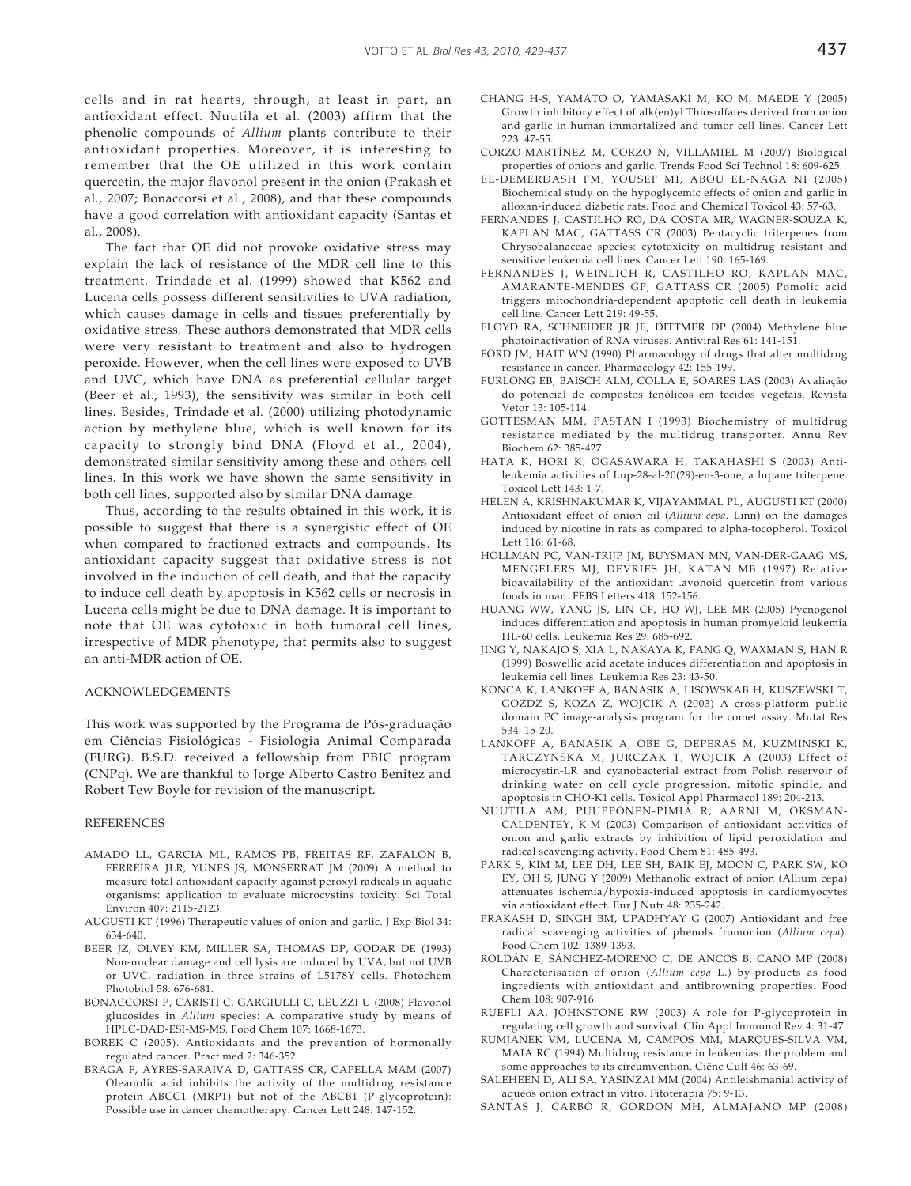cells and in rat hearts, through, at least in part, an antioxidant effect. Nuutila et al. (2003) affirm that the phenolic compounds of *Allium* plants contribute to their antioxidant properties. Moreover, it is interesting to remember that the OE utilized in this work contain quercetin, the major flavonol present in the onion (Prakash et al., 2007; Bonaccorsi et al., 2008), and that these compounds have a good correlation with antioxidant capacity (Santas et al., 2008).

The fact that OE did not provoke oxidative stress may explain the lack of resistance of the MDR cell line to this treatment. Trindade et al. (1999) showed that K562 and Lucena cells possess different sensitivities to UVA radiation, which causes damage in cells and tissues preferentially by oxidative stress. These authors demonstrated that MDR cells were very resistant to treatment and also to hydrogen peroxide. However, when the cell lines were exposed to UVB and UVC, which have DNA as preferential cellular target (Beer et al., 1993), the sensitivity was similar in both cell lines. Besides, Trindade et al. (2000) utilizing photodynamic action by methylene blue, which is well known for its capacity to strongly bind DNA (Floyd et al., 2004), demonstrated similar sensitivity among these and others cell lines. In this work we have shown the same sensitivity in both cell lines, supported also by similar DNA damage.

Thus, according to the results obtained in this work, it is possible to suggest that there is a synergistic effect of OE when compared to fractioned extracts and compounds. Its antioxidant capacity suggest that oxidative stress is not involved in the induction of cell death, and that the capacity to induce cell death by apoptosis in K562 cells or necrosis in Lucena cells might be due to DNA damage. It is important to note that OE was cytotoxic in both tumoral cell lines, irrespective of MDR phenotype, that permits also to suggest an anti-MDR action of OE.

## ACKNOWLEDGEMENTS

This work was supported by the Programa de Pós-graduação em Ciências Fisiológicas - Fisiologia Animal Comparada (FURG). B.S.D. received a fellowship from PBIC program (CNPq). We are thankful to Jorge Alberto Castro Benitez and Robert Tew Boyle for revision of the manuscript.

## REFERENCES

AMADO LL, GARCIA ML, RAMOS PB, FREITAS RF, ZAFALON B, FERREIRA JLR, YUNES JS, MONSERRAT JM (2009) A method to measure total antioxidant capacity against peroxyl radicals in aquatic organisms: application to evaluate microcystins toxicity. Sci Total Environ 407: 2115-2123.

AUGUSTI KT (1996) Therapeutic values of onion and garlic. J Exp Biol 34: 634-640.

BEER JZ, OLVEY KM, MILLER SA, THOMAS DP, GODAR DE (1993) Non-nuclear damage and cell lysis are induced by UVA, but not UVB or UVC, radiation in three strains of L5178Y cells. Photochem Photobiol 58: 676-681.

BONACCORSI P, CARISTI C, GARGIULLI C, LEUZZI U (2008) Flavonol glucosides in *Allium* species: A comparative study by means of HPLC-DAD-ESI-MS-MS. Food Chem 107: 1668-1673.

BOREK C (2005). Antioxidants and the prevention of hormonally regulated cancer. Pract med 2: 346-352.

BRAGA F, AYRES-SARAIVA D, GATTASS CR, CAPELLA MAM (2007) Oleanolic acid inhibits the activity of the multidrug resistance protein ABCC1 (MRP1) but not of the ABCB1 (P-glycoprotein): Possible use in cancer chemotherapy. Cancer Lett 248: 147-152.

CHANG H-S, YAMATO O, YAMASAKI M, KO M, MAEDE Y (2005) Growth inhibitory effect of alk(en)yl Thiosulfates derived from onion and garlic in human immortalized and tumor cell lines. Cancer Lett 223: 47-55.

CORZO-MARTÍNEZ M, CORZO N, VILLAMIEL M (2007) Biological properties of onions and garlic. Trends Food Sci Technol 18: 609-625.

EL-DEMERDASH FM, YOUSEF MI, ABOU EL-NAGA NI (2005) Biochemical study on the hypoglycemic effects of onion and garlic in alloxan-induced diabetic rats. Food and Chemical Toxicol 43: 57-63.

FERNANDES J, CASTILHO RO, DA COSTA MR, WAGNER-SOUZA K, KAPLAN MAC, GATTASS CR (2003) Pentacyclic triterpenes from Chrysobalanaceae species: cytotoxicity on multidrug resistant and sensitive leukemia cell lines. Cancer Lett 190: 165-169.

FERNANDES J, WEINLICH R, CASTILHO RO, KAPLAN MAC, AMARANTE-MENDES GP, GATTASS CR (2005) Pomolic acid triggers mitochondria-dependent apoptotic cell death in leukemia cell line. Cancer Lett 219: 49-55.

FLOYD RA, SCHNEIDER JR JE, DITTMER DP (2004) Methylene blue photoinactivation of RNA viruses. Antiviral Res 61: 141-151.

FORD JM, HAIT WN (1990) Pharmacology of drugs that alter multidrug resistance in cancer. Pharmacology 42: 155-199.

FURLONG EB, BAISCH ALM, COLLA E, SOARES LAS (2003) Avaliação do potencial de compostos fenólicos em tecidos vegetais. Revista Vetor 13: 105-114.

GOTTESMAN MM, PASTAN I (1993) Biochemistry of multidrug resistance mediated by the multidrug transporter. Annu Rev Biochem 62: 385-427.

HATA K, HORI K, OGASAWARA H, TAKAHASHI S (2003) Anti-leukemia activities of Lup-28-al-20(29)-en-3-one, a lupane triterpene. Toxicol Lett 143: 1-7.

HELEN A, KRISHNAKUMAR K, VIJAYAMMAL PL, AUGUSTI KT (2000) Antioxidant effect of onion oil (*Allium cepa.* Linn) on the damages induced by nicotine in rats as compared to alpha-tocopherol. Toxicol Lett 116: 61-68.

HOLLMAN PC, VAN-TRIJP JM, BUYSMAN MN, VAN-DER-GAAG MS, MENGELERS MJ, DEVRIES JH, KATAN MB (1997) Relative bioavailability of the antioxidant .avonoid quercetin from various foods in man. FEBS Letters 418: 152-156.

HUANG WW, YANG JS, LIN CF, HO WJ, LEE MR (2005) Pycnogenol induces differentiation and apoptosis in human promyeloid leukemia HL-60 cells. Leukemia Res 29: 685-692.

JING Y, NAKAJO S, XIA L, NAKAYA K, FANG Q, WAXMAN S, HAN R (1999) Boswellic acid acetate induces differentiation and apoptosis in leukemia cell lines. Leukemia Res 23: 43-50.

KONCA K, LANKOFF A, BANASIK A, LISOWSKAB H, KUSZEWSKI T, GOZDZ S, KOZA Z, WOJCIK A (2003) A cross-platform public domain PC image-analysis program for the comet assay. Mutat Res 534: 15-20.

LANKOFF A, BANASIK A, OBE G, DEPERAS M, KUZMINSKI K, TARCZYNSKA M, JURCZAK T, WOJCIK A (2003) Effect of microcystin-LR and cyanobacterial extract from Polish reservoir of drinking water on cell cycle progression, mitotic spindle, and apoptosis in CHO-K1 cells. Toxicol Appl Pharmacol 189: 204-213.

NUUTILA AM, PUUPPONEN-PIMIÄ R, AARNI M, OKSMAN-CALDENTEY, K-M (2003) Comparison of antioxidant activities of onion and garlic extracts by inhibition of lipid peroxidation and radical scavenging activity. Food Chem 81: 485-493.

PARK S, KIM M, LEE DH, LEE SH, BAIK EJ, MOON C, PARK SW, KO EY, OH S, JUNG Y (2009) Methanolic extract of onion (Allium cepa) attenuates ischemia/hypoxia-induced apoptosis in cardiomyocytes via antioxidant effect. Eur J Nutr 48: 235-242.

PRAKASH D, SINGH BM, UPADHYAY G (2007) Antioxidant and free radical scavenging activities of phenols fromonion (*Allium cepa*). Food Chem 102: 1389-1393.

ROLDÁN E, SÁNCHEZ-MORENO C, DE ANCOS B, CANO MP (2008) Characterisation of onion (*Allium cepa* L.) by-products as food ingredients with antioxidant and antibrowning properties. Food Chem 108: 907-916.

RUEFLI AA, JOHNSTONE RW (2003) A role for P-glycoprotein in regulating cell growth and survival. Clin Appl Immunol Rev 4: 31-47.

RUMJANEK VM, LUCENA M, CAMPOS MM, MARQUES-SILVA VM, MAIA RC (1994) Multidrug resistance in leukemias: the problem and some approaches to its circumvention. Ciênc Cult 46: 63-69.

SALEHEEN D, ALI SA, YASINZAI MM (2004) Antileishmanial activity of aqueos onion extract in vitro. Fitoterapia 75: 9-13.

SANTAS J, CARBÓ R, GORDON MH, ALMAJANO MP (2008)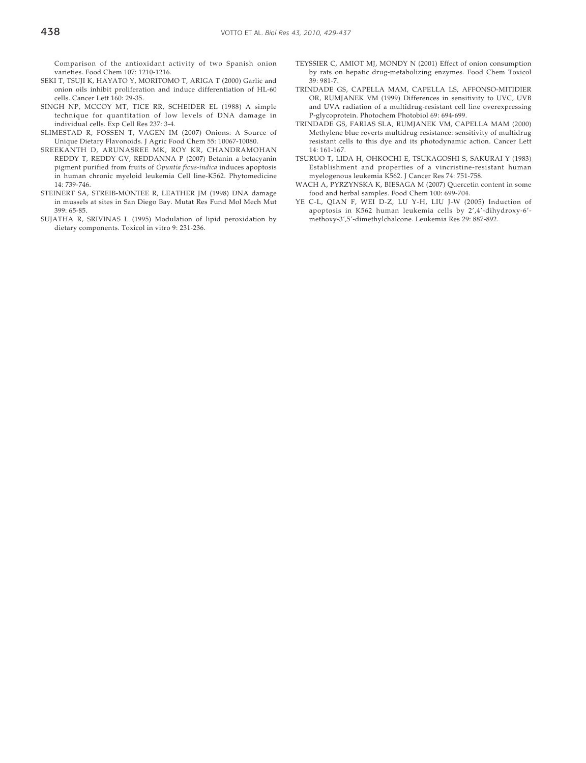Comparison of the antioxidant activity of two Spanish onion varieties. Food Chem 107: 1210-1216.

SEKI T, TSUJI K, HAYATO Y, MORITOMO T, ARIGA T (2000) Garlic and onion oils inhibit proliferation and induce differentiation of HL-60 cells. Cancer Lett 160: 29-35.

SINGH NP, MCCOY MT, TICE RR, SCHEIDER EL (1988) A simple technique for quantitation of low levels of DNA damage in individual cells. Exp Cell Res 237: 3-4.

SLIMESTAD R, FOSSEN T, VAGEN IM (2007) Onions: A Source of Unique Dietary Flavonoids. J Agric Food Chem 55: 10067-10080.

SREEKANTH D, ARUNASREE MK, ROY KR, CHANDRAMOHAN REDDY T, REDDY GV, REDDANNA P (2007) Betanin a betacyanin pigment purified from fruits of *Opuntia ficus-indica* induces apoptosis in human chronic myeloid leukemia Cell line-K562. Phytomedicine 14: 739-746.

STEINERT SA, STREIB-MONTEE R, LEATHER JM (1998) DNA damage in mussels at sites in San Diego Bay. Mutat Res Fund Mol Mech Mut 399: 65-85.

SUJATHA R, SRIVINAS L (1995) Modulation of lipid peroxidation by dietary components. Toxicol in vitro 9: 231-236.

TEYSSIER C, AMIOT MJ, MONDY N (2001) Effect of onion consumption by rats on hepatic drug-metabolizing enzymes. Food Chem Toxicol 39: 981-7.

TRINDADE GS, CAPELLA MAM, CAPELLA LS, AFFONSO-MITIDIER OR, RUMJANEK VM (1999) Differences in sensitivity to UVC, UVB and UVA radiation of a multidrug-resistant cell line overexpressing P-glycoprotein. Photochem Photobiol 69: 694-699.

TRINDADE GS, FARIAS SLA, RUMJANEK VM, CAPELLA MAM (2000) Methylene blue reverts multidrug resistance: sensitivity of multidrug resistant cells to this dye and its photodynamic action. Cancer Lett 14: 161-167.

TSURUO T, LIDA H, OHKOCHI E, TSUKAGOSHI S, SAKURAI Y (1983) Establishment and properties of a vincristine-resistant human myelogenous leukemia K562. J Cancer Res 74: 751-758.

WACH A, PYRZYNSKA K, BIESAGA M (2007) Quercetin content in some food and herbal samples. Food Chem 100: 699-704.

YE C-L, QIAN F, WEI D-Z, LU Y-H, LIU J-W (2005) Induction of apoptosis in K562 human leukemia cells by 2',4'-dihydroxy-6'-methoxy-3',5'-dimethylchalcone. Leukemia Res 29: 887-892.